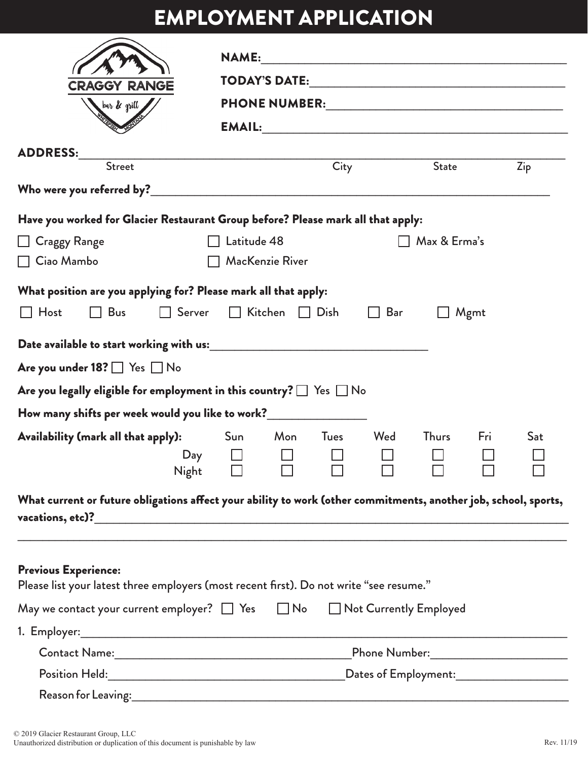# EMPLOYMENT APPLICATION

CRAGGY RANGE
bar & grill
WHITEFISH MONTANA

**NAME:** ______________________________

**TODAY'S DATE:** ______________________________

**PHONE NUMBER:** ______________________________

**EMAIL:** ______________________________

**ADDRESS:** ____________________________________________________________
Street | City | State | Zip

**Who were you referred by?** ______________________________

**Have you worked for Glacier Restaurant Group before? Please mark all that apply:**

☐ Craggy Range ☐ Latitude 48 ☐ Max & Erma's
☐ Ciao Mambo ☐ MacKenzie River

**What position are you applying for? Please mark all that apply:**

☐ Host ☐ Bus ☐ Server ☐ Kitchen ☐ Dish ☐ Bar ☐ Mgmt

**Date available to start working with us:** ______________________________

**Are you under 18?** ☐ Yes ☐ No

**Are you legally eligible for employment in this country?** ☐ Yes ☐ No

**How many shifts per week would you like to work?** ______________

**Availability (mark all that apply):**

| | Sun | Mon | Tues | Wed | Thurs | Fri | Sat |
|---|---|---|---|---|---|---|---|
| Day | ☐ | ☐ | ☐ | ☐ | ☐ | ☐ | ☐ |
| Night | ☐ | ☐ | ☐ | ☐ | ☐ | ☐ | ☐ |

**What current or future obligations affect your ability to work (other commitments, another job, school, sports, vacations, etc)?** ____________________________________________________________

____________________________________________________________

**Previous Experience:**
Please list your latest three employers (most recent first). Do not write "see resume."

May we contact your current employer? ☐ Yes ☐ No ☐ Not Currently Employed

1. Employer: ______________________________

   Contact Name: ______________________________ Phone Number: ______________________________

   Position Held: ______________________________ Dates of Employment: ______________________________

   Reason for Leaving: ______________________________

© 2019 Glacier Restaurant Group, LLC
Unauthorized distribution or duplication of this document is punishable by law

Rev. 11/19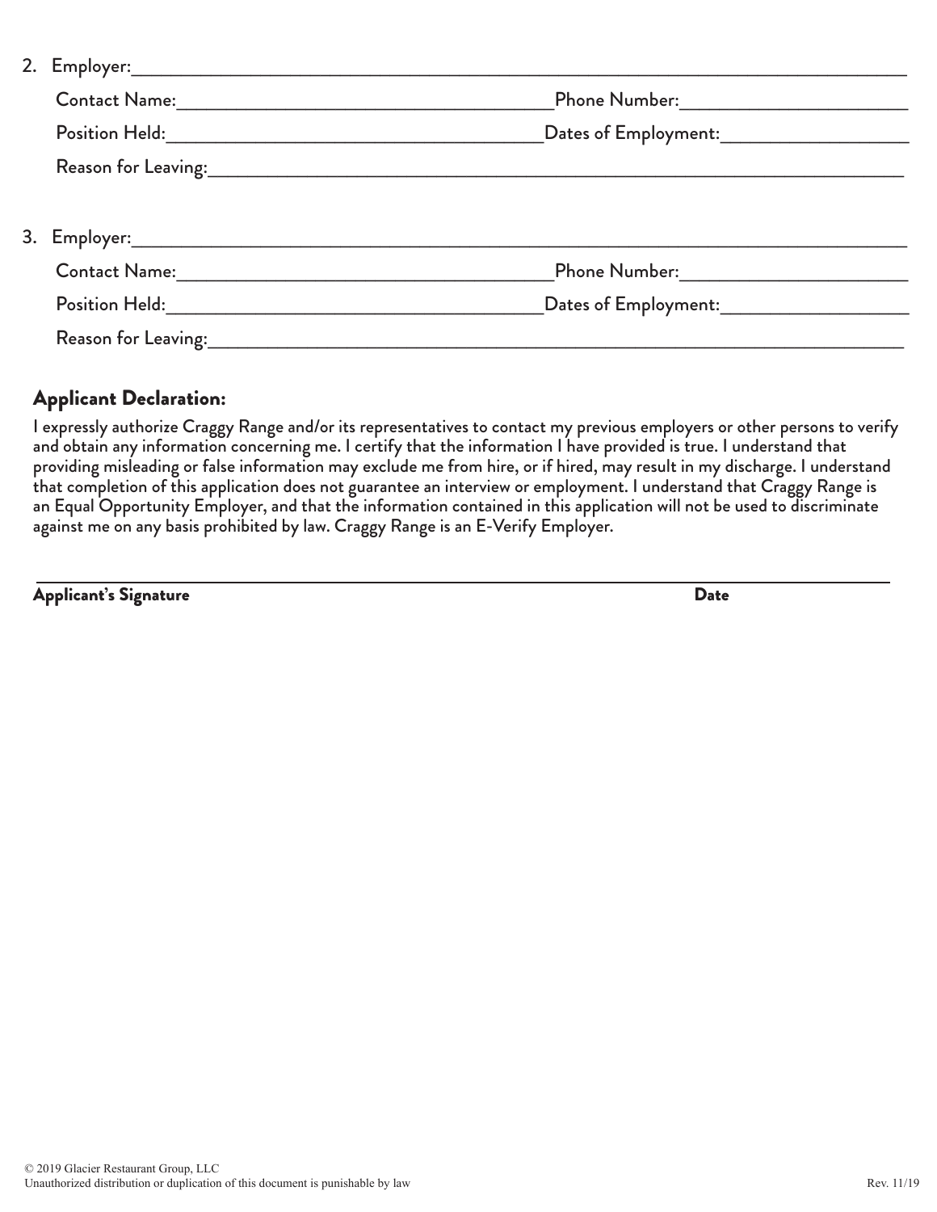2. Employer:\_\_\_\_\_\_\_\_\_\_\_\_\_\_\_\_\_\_\_\_\_\_\_\_\_\_\_\_\_\_\_\_\_\_\_\_\_\_\_\_\_\_\_\_\_\_\_\_\_\_\_\_\_\_\_\_\_\_\_\_\_\_\_\_\_\_

   Contact Name:\_\_\_\_\_\_\_\_\_\_\_\_\_\_\_\_\_\_\_\_\_\_\_\_\_\_\_\_\_\_\_\_\_\_\_ Phone Number:\_\_\_\_\_\_\_\_\_\_\_\_\_\_\_\_\_\_\_\_

   Position Held:\_\_\_\_\_\_\_\_\_\_\_\_\_\_\_\_\_\_\_\_\_\_\_\_\_\_\_\_\_\_\_\_\_\_\_ Dates of Employment:\_\_\_\_\_\_\_\_\_\_\_\_\_\_\_\_\_

   Reason for Leaving:\_\_\_\_\_\_\_\_\_\_\_\_\_\_\_\_\_\_\_\_\_\_\_\_\_\_\_\_\_\_\_\_\_\_\_\_\_\_\_\_\_\_\_\_\_\_\_\_\_\_\_\_\_\_\_\_\_\_\_\_

3. Employer:\_\_\_\_\_\_\_\_\_\_\_\_\_\_\_\_\_\_\_\_\_\_\_\_\_\_\_\_\_\_\_\_\_\_\_\_\_\_\_\_\_\_\_\_\_\_\_\_\_\_\_\_\_\_\_\_\_\_\_\_\_\_\_\_\_\_

   Contact Name:\_\_\_\_\_\_\_\_\_\_\_\_\_\_\_\_\_\_\_\_\_\_\_\_\_\_\_\_\_\_\_\_\_\_\_ Phone Number:\_\_\_\_\_\_\_\_\_\_\_\_\_\_\_\_\_\_\_\_

   Position Held:\_\_\_\_\_\_\_\_\_\_\_\_\_\_\_\_\_\_\_\_\_\_\_\_\_\_\_\_\_\_\_\_\_\_\_ Dates of Employment:\_\_\_\_\_\_\_\_\_\_\_\_\_\_\_\_\_

   Reason for Leaving:\_\_\_\_\_\_\_\_\_\_\_\_\_\_\_\_\_\_\_\_\_\_\_\_\_\_\_\_\_\_\_\_\_\_\_\_\_\_\_\_\_\_\_\_\_\_\_\_\_\_\_\_\_\_\_\_\_\_\_\_

## Applicant Declaration:

I expressly authorize Craggy Range and/or its representatives to contact my previous employers or other persons to verify and obtain any information concerning me. I certify that the information I have provided is true. I understand that providing misleading or false information may exclude me from hire, or if hired, may result in my discharge. I understand that completion of this application does not guarantee an interview or employment. I understand that Craggy Range is an Equal Opportunity Employer, and that the information contained in this application will not be used to discriminate against me on any basis prohibited by law. Craggy Range is an E-Verify Employer.

\_\_\_\_\_\_\_\_\_\_\_\_\_\_\_\_\_\_\_\_\_\_\_\_\_\_\_\_\_\_\_\_\_\_\_\_\_\_\_\_\_\_\_\_\_\_\_\_\_\_\_\_\_\_\_\_\_\_\_\_\_\_\_\_\_\_\_\_\_\_\_\_\_\_

**Applicant's Signature** **Date**

© 2019 Glacier Restaurant Group, LLC
Unauthorized distribution or duplication of this document is punishable by law

Rev. 11/19